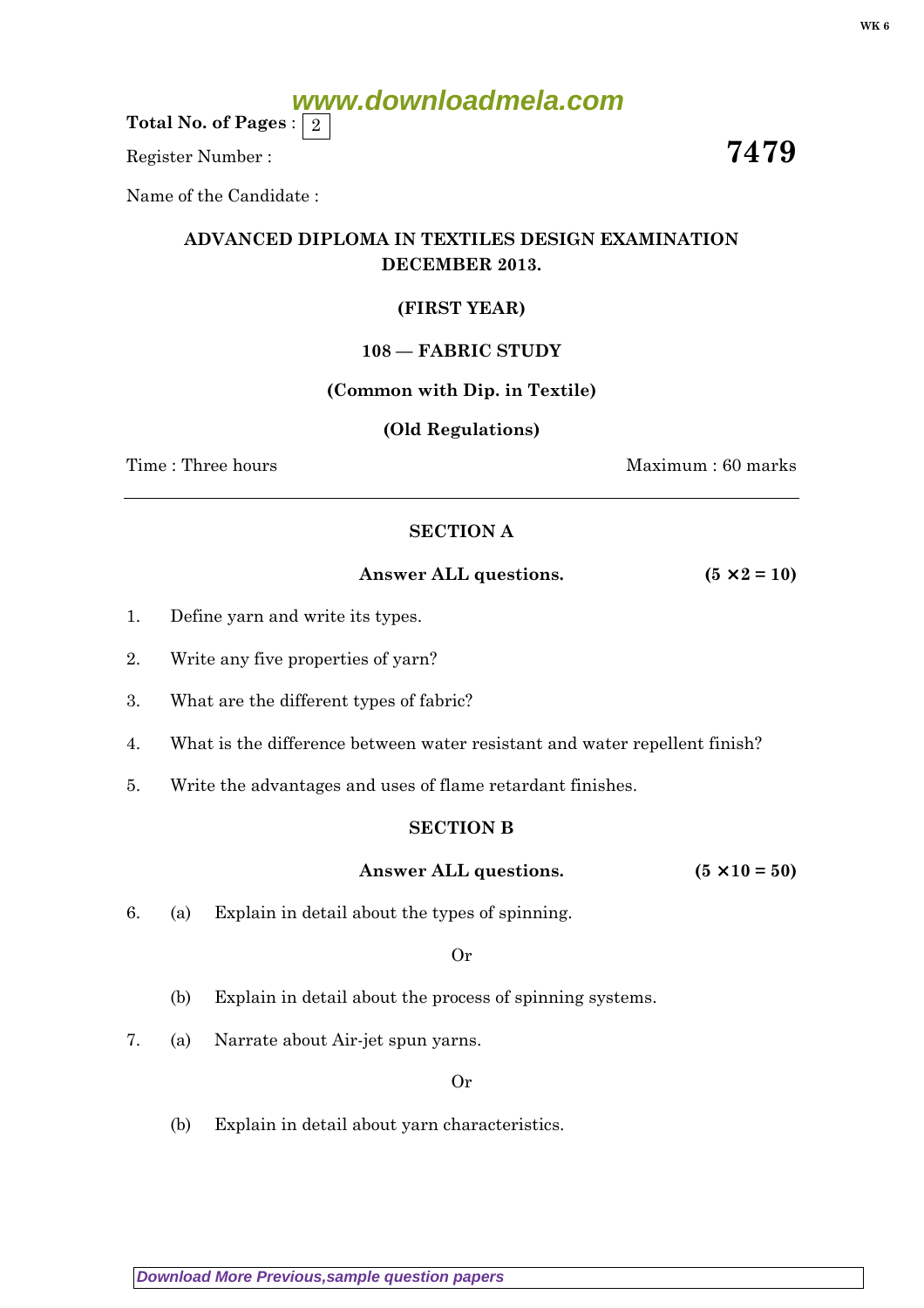Total No. of Pages : 2

Register Number :

# 7479

Name of the Candidate :

## ADVANCED DIPLOMA IN TEXTILES DESIGN EXAMINATION DECEMBER 2013.

**(FIRST YEAR)**

**108 — FABRIC STUDY**

**(Common with Dip. in Textile)**

**(Old Regulations)**

Time : Three hours Maximum : 60 marks

---

### SECTION A

**Answer ALL questions.** **($5 \times 2 = 10$)**

1. Define yarn and write its types.

2. Write any five properties of yarn?

3. What are the different types of fabric?

4. What is the difference between water resistant and water repellent finish?

5. Write the advantages and uses of flame retardant finishes.

### SECTION B

**Answer ALL questions.** **($5 \times 10 = 50$)**

6. (a) Explain in detail about the types of spinning.

Or

(b) Explain in detail about the process of spinning systems.

7. (a) Narrate about Air-jet spun yarns.

Or

(b) Explain in detail about yarn characteristics.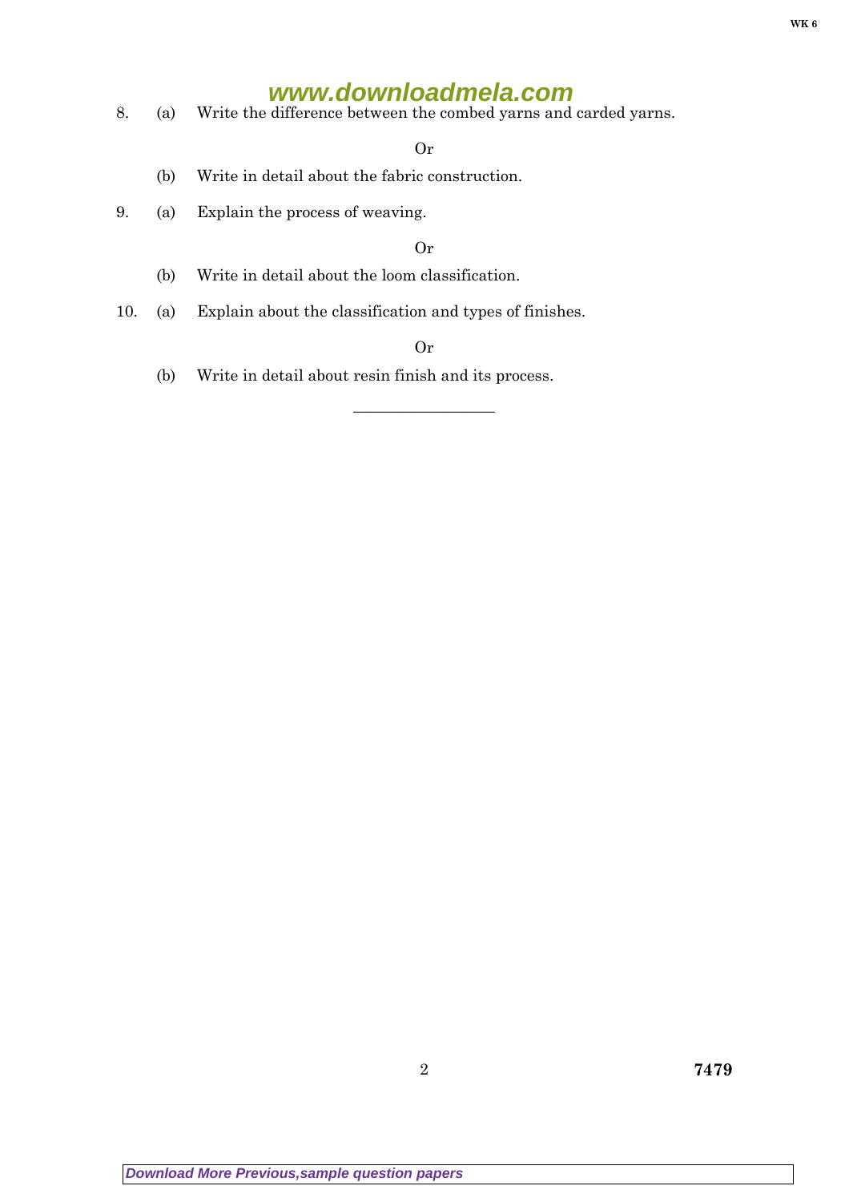8. (a) Write the difference between the combed yarns and carded yarns.

Or

(b) Write in detail about the fabric construction.

9. (a) Explain the process of weaving.

Or

(b) Write in detail about the loom classification.

10. (a) Explain about the classification and types of finishes.

Or

(b) Write in detail about resin finish and its process.

————————